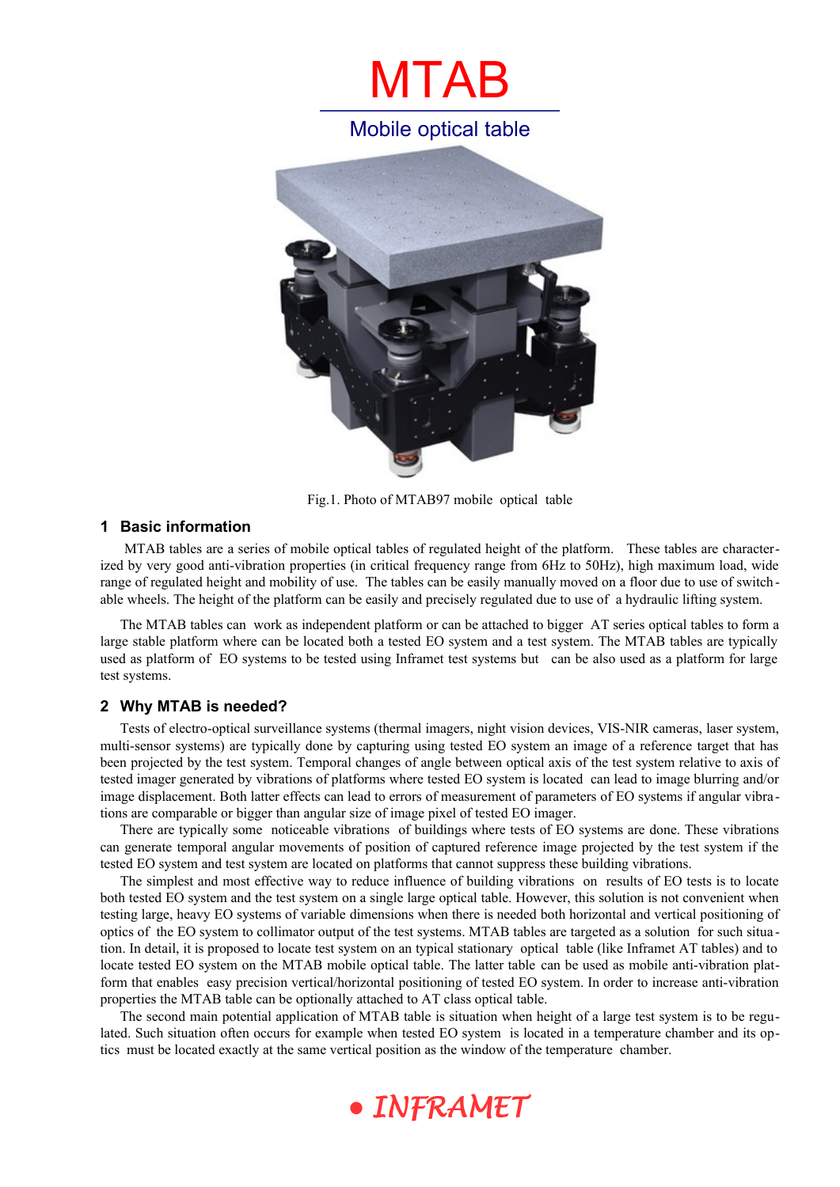# MTAB

## Mobile optical table

Fig.1. Photo of MTAB97 mobile optical table

## 1 Basic information

MTAB tables are a series of mobile optical tables of regulated height of the platform. These tables are characterized by very good anti-vibration properties (in critical frequency range from 6Hz to 50Hz), high maximum load, wide range of regulated height and mobility of use. The tables can be easily manually moved on a floor due to use of switchable wheels. The height of the platform can be easily and precisely regulated due to use of a hydraulic lifting system.

The MTAB tables can work as independent platform or can be attached to bigger AT series optical tables to form a large stable platform where can be located both a tested EO system and a test system. The MTAB tables are typically used as platform of EO systems to be tested using Inframet test systems but can be also used as a platform for large test systems.

## 2 Why MTAB is needed?

Tests of electro-optical surveillance systems (thermal imagers, night vision devices, VIS-NIR cameras, laser system, multi-sensor systems) are typically done by capturing using tested EO system an image of a reference target that has been projected by the test system. Temporal changes of angle between optical axis of the test system relative to axis of tested imager generated by vibrations of platforms where tested EO system is located can lead to image blurring and/or image displacement. Both latter effects can lead to errors of measurement of parameters of EO systems if angular vibrations are comparable or bigger than angular size of image pixel of tested EO imager.

There are typically some noticeable vibrations of buildings where tests of EO systems are done. These vibrations can generate temporal angular movements of position of captured reference image projected by the test system if the tested EO system and test system are located on platforms that cannot suppress these building vibrations.

The simplest and most effective way to reduce influence of building vibrations on results of EO tests is to locate both tested EO system and the test system on a single large optical table. However, this solution is not convenient when testing large, heavy EO systems of variable dimensions when there is needed both horizontal and vertical positioning of optics of the EO system to collimator output of the test systems. MTAB tables are targeted as a solution for such situation. In detail, it is proposed to locate test system on an typical stationary optical table (like Inframet AT tables) and to locate tested EO system on the MTAB mobile optical table. The latter table can be used as mobile anti-vibration platform that enables easy precision vertical/horizontal positioning of tested EO system. In order to increase anti-vibration properties the MTAB table can be optionally attached to AT class optical table.

The second main potential application of MTAB table is situation when height of a large test system is to be regulated. Such situation often occurs for example when tested EO system is located in a temperature chamber and its optics must be located exactly at the same vertical position as the window of the temperature chamber.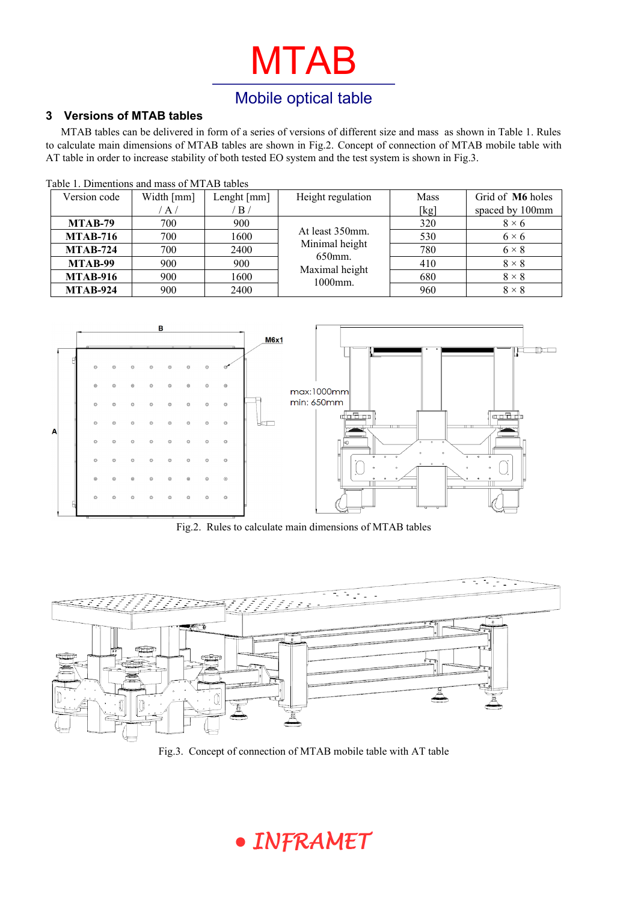# MTAB

## Mobile optical table

### 3 Versions of MTAB tables

MTAB tables can be delivered in form of a series of versions of different size and mass as shown in Table 1. Rules to calculate main dimensions of MTAB tables are shown in Fig.2. Concept of connection of MTAB mobile table with AT table in order to increase stability of both tested EO system and the test system is shown in Fig.3.

Table 1. Dimentions and mass of MTAB tables

| Version code | Width [mm] / A / | Lenght [mm] / B / | Height regulation | Mass [kg] | Grid of **M6** holes spaced by 100mm |
|---|---|---|---|---|---|
| **MTAB-79** | 700 | 900 | At least 350mm. Minimal height 650mm. Maximal height 1000mm. | 320 | 8 × 6 |
| **MTAB-716** | 700 | 1600 | | 530 | 6 × 6 |
| **MTAB-724** | 700 | 2400 | | 780 | 6 × 8 |
| **MTAB-99** | 900 | 900 | | 410 | 8 × 8 |
| **MTAB-916** | 900 | 1600 | | 680 | 8 × 8 |
| **MTAB-924** | 900 | 2400 | | 960 | 8 × 8 |

Fig.2. Rules to calculate main dimensions of MTAB tables

Fig.3. Concept of connection of MTAB mobile table with AT table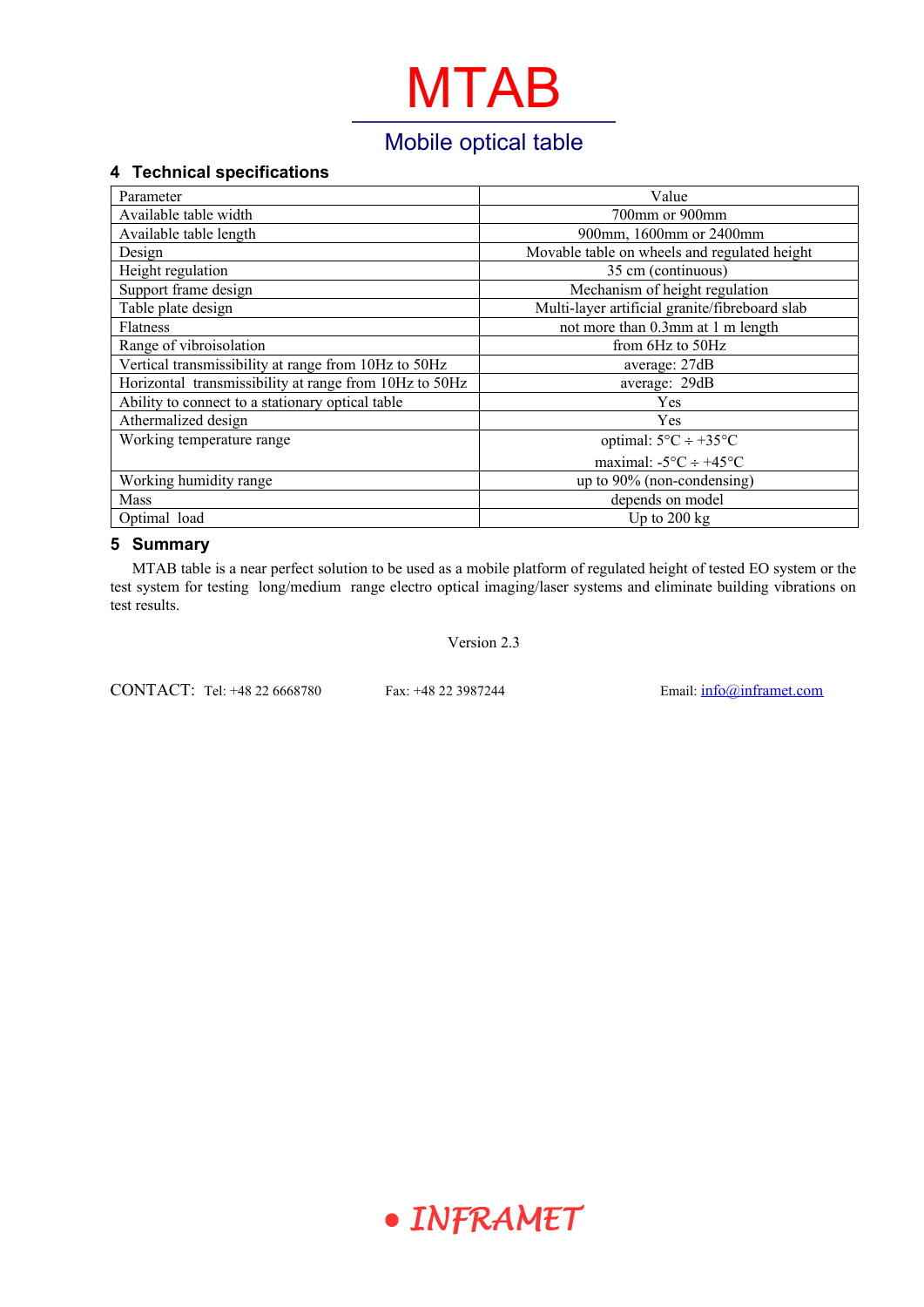# MTAB

## Mobile optical table

### 4 Technical specifications

| Parameter | Value |
|---|---|
| Available table width | 700mm or 900mm |
| Available table length | 900mm, 1600mm or 2400mm |
| Design | Movable table on wheels and regulated height |
| Height regulation | 35 cm (continuous) |
| Support frame design | Mechanism of height regulation |
| Table plate design | Multi-layer artificial granite/fibreboard slab |
| Flatness | not more than 0.3mm at 1 m length |
| Range of vibroisolation | from 6Hz to 50Hz |
| Vertical transmissibility at range from 10Hz to 50Hz | average: 27dB |
| Horizontal transmissibility at range from 10Hz to 50Hz | average: 29dB |
| Ability to connect to a stationary optical table | Yes |
| Athermalized design | Yes |
| Working temperature range | optimal: 5°C ÷ +35°C<br>maximal: -5°C ÷ +45°C |
| Working humidity range | up to 90% (non-condensing) |
| Mass | depends on model |
| Optimal load | Up to 200 kg |

### 5 Summary

MTAB table is a near perfect solution to be used as a mobile platform of regulated height of tested EO system or the test system for testing long/medium range electro optical imaging/laser systems and eliminate building vibrations on test results.

Version 2.3

CONTACT: Tel: +48 22 6668780 Fax: +48 22 3987244 Email: info@inframet.com

INFRAMET